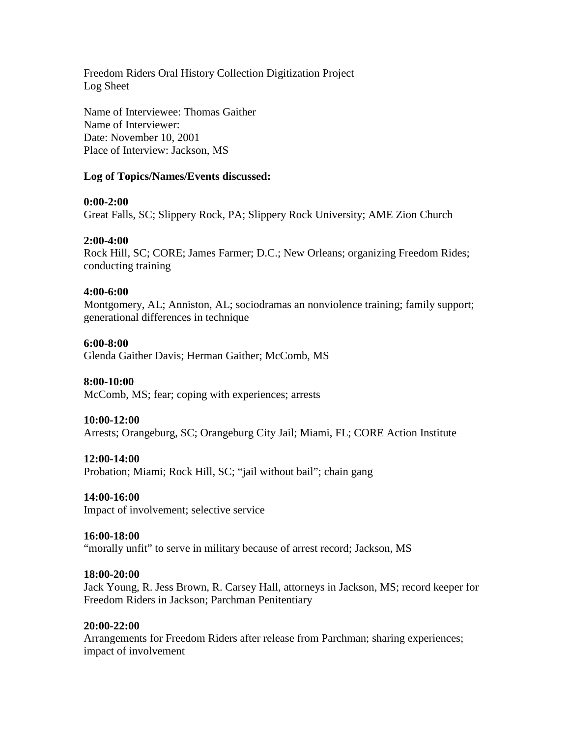Freedom Riders Oral History Collection Digitization Project
Log Sheet

Name of Interviewee: Thomas Gaither
Name of Interviewer:
Date: November 10, 2001
Place of Interview: Jackson, MS

**Log of Topics/Names/Events discussed:**

**0:00-2:00**
Great Falls, SC; Slippery Rock, PA; Slippery Rock University; AME Zion Church

**2:00-4:00**
Rock Hill, SC; CORE; James Farmer; D.C.; New Orleans; organizing Freedom Rides; conducting training

**4:00-6:00**
Montgomery, AL; Anniston, AL; sociodramas an nonviolence training; family support; generational differences in technique

**6:00-8:00**
Glenda Gaither Davis; Herman Gaither; McComb, MS

**8:00-10:00**
McComb, MS; fear; coping with experiences; arrests

**10:00-12:00**
Arrests; Orangeburg, SC; Orangeburg City Jail; Miami, FL; CORE Action Institute

**12:00-14:00**
Probation; Miami; Rock Hill, SC; "jail without bail"; chain gang

**14:00-16:00**
Impact of involvement; selective service

**16:00-18:00**
"morally unfit" to serve in military because of arrest record; Jackson, MS

**18:00-20:00**
Jack Young, R. Jess Brown, R. Carsey Hall, attorneys in Jackson, MS; record keeper for Freedom Riders in Jackson; Parchman Penitentiary

**20:00-22:00**
Arrangements for Freedom Riders after release from Parchman; sharing experiences; impact of involvement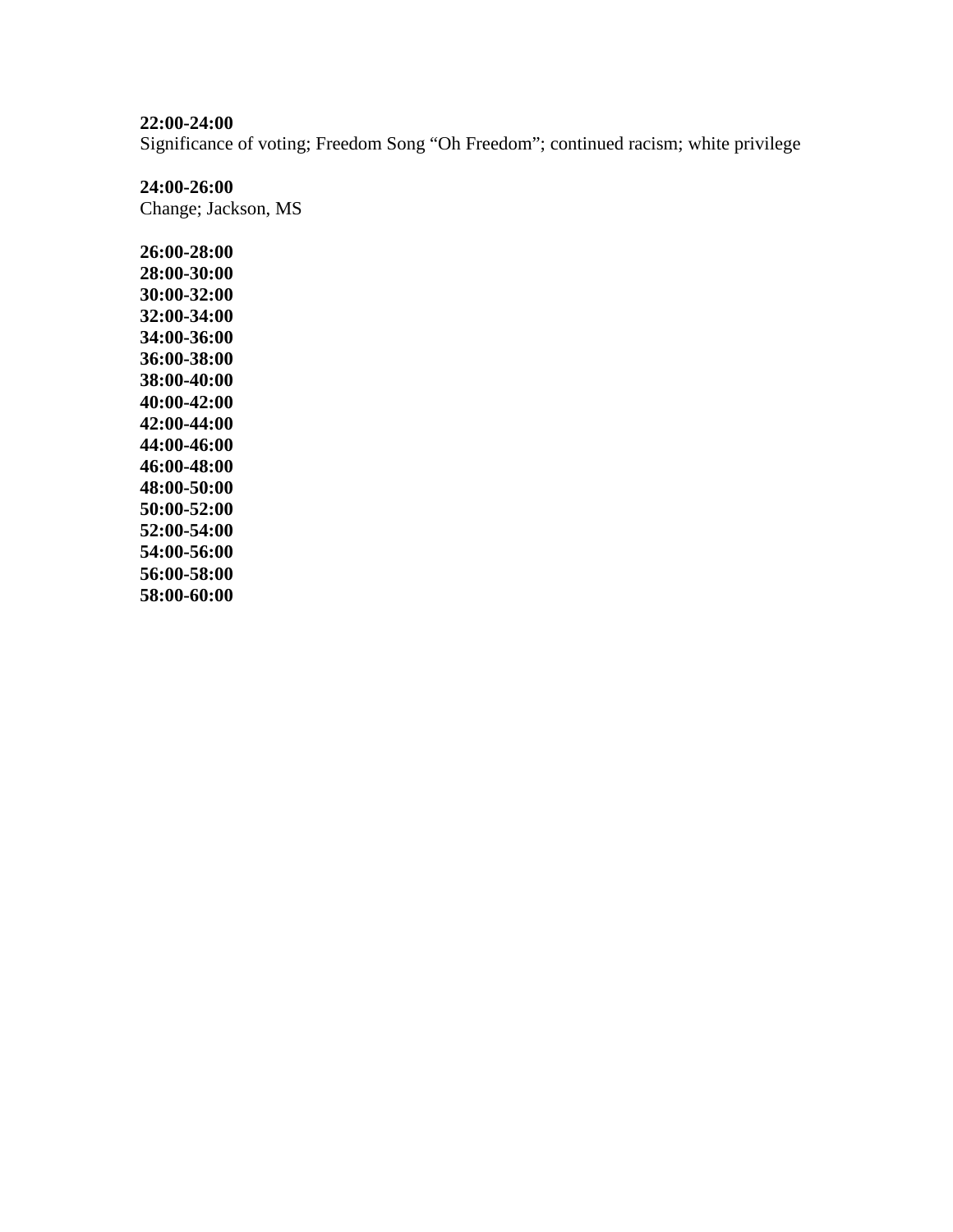**22:00-24:00**
Significance of voting; Freedom Song "Oh Freedom"; continued racism; white privilege

**24:00-26:00**
Change; Jackson, MS

**26:00-28:00**
**28:00-30:00**
**30:00-32:00**
**32:00-34:00**
**34:00-36:00**
**36:00-38:00**
**38:00-40:00**
**40:00-42:00**
**42:00-44:00**
**44:00-46:00**
**46:00-48:00**
**48:00-50:00**
**50:00-52:00**
**52:00-54:00**
**54:00-56:00**
**56:00-58:00**
**58:00-60:00**